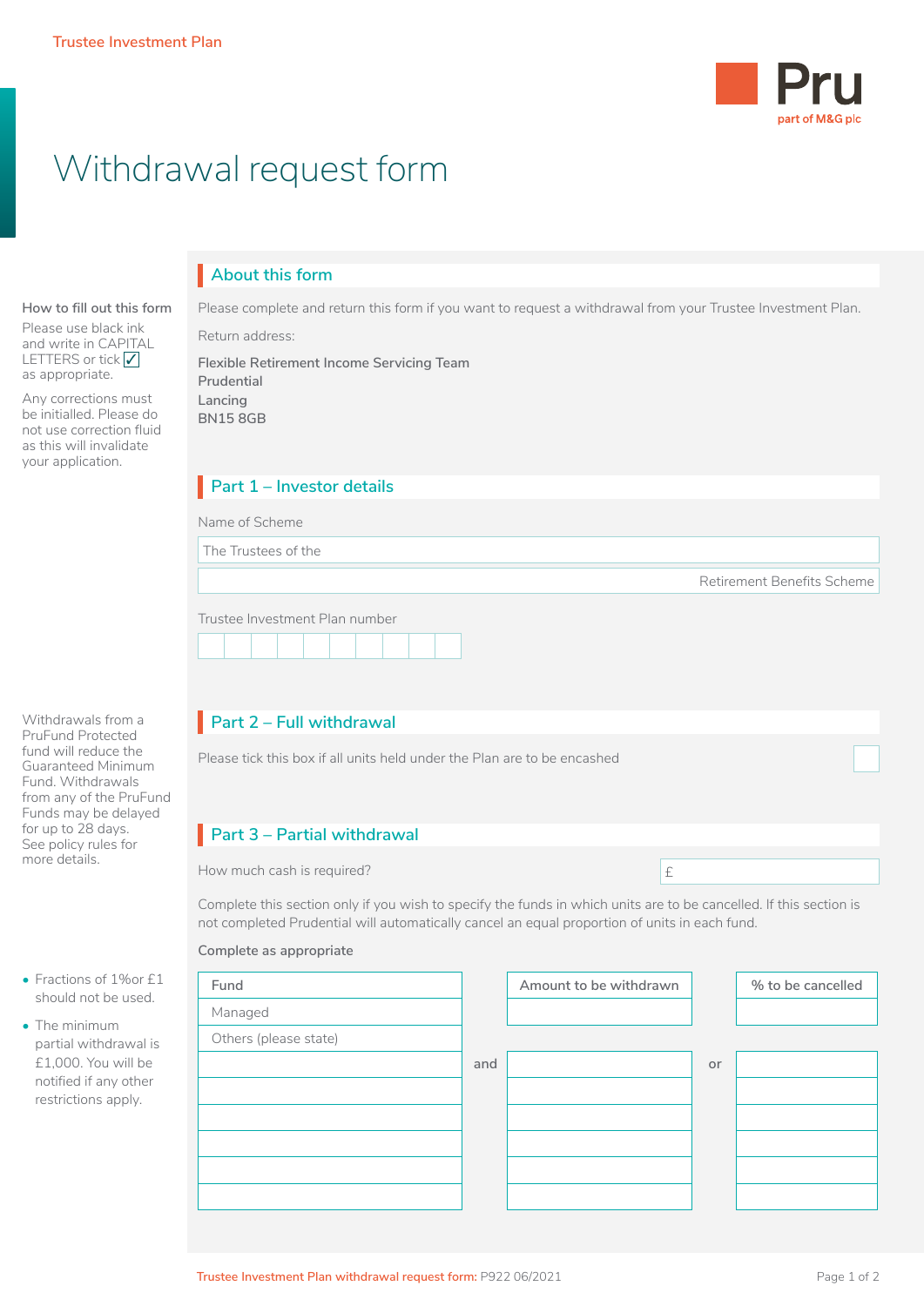Trustee Investment Plan

Pru
part of M&G plc

# Withdrawal request form

**How to fill out this form**

Please use black ink and write in CAPITAL LETTERS or tick ✓ as appropriate.

Any corrections must be initialled. Please do not use correction fluid as this will invalidate your application.

## About this form

Please complete and return this form if you want to request a withdrawal from your Trustee Investment Plan.

Return address:

Flexible Retirement Income Servicing Team
Prudential
Lancing
BN15 8GB

## Part 1 – Investor details

Name of Scheme

The Trustees of the ______________________________

______________________________ Retirement Benefits Scheme

Trustee Investment Plan number

| | | | | | | | | | |
|---|---|---|---|---|---|---|---|---|---|
| | | | | | | | | | |

Withdrawals from a PruFund Protected fund will reduce the Guaranteed Minimum Fund. Withdrawals from any of the PruFund Funds may be delayed for up to 28 days. See policy rules for more details.

## Part 2 – Full withdrawal

Please tick this box if all units held under the Plan are to be encashed ☐

## Part 3 – Partial withdrawal

How much cash is required? £

Complete this section only if you wish to specify the funds in which units are to be cancelled. If this section is not completed Prudential will automatically cancel an equal proportion of units in each fund.

**Complete as appropriate**

- Fractions of 1%or £1 should not be used.
- The minimum partial withdrawal is £1,000. You will be notified if any other restrictions apply.

| Fund | | Amount to be withdrawn | | % to be cancelled |
|---|---|---|---|---|
| Managed | | | | |
| Others (please state) | | | | |
| | and | | or | |
| | | | | |
| | | | | |
| | | | | |
| | | | | |
| | | | | |

Trustee Investment Plan withdrawal request form: P922 06/2021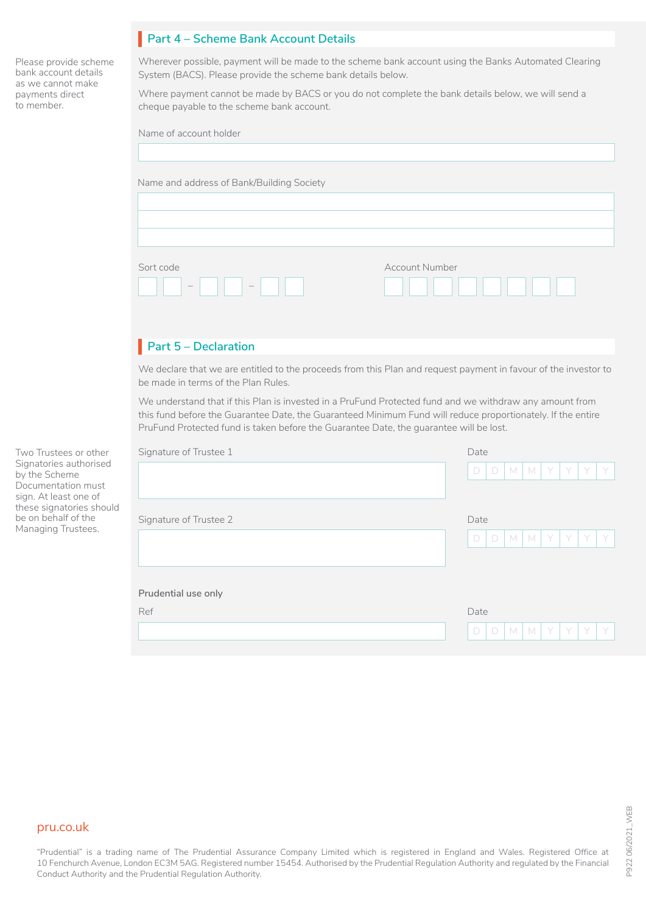## Part 4 – Scheme Bank Account Details

Please provide scheme bank account details as we cannot make payments direct to member.

Wherever possible, payment will be made to the scheme bank account using the Banks Automated Clearing System (BACS). Please provide the scheme bank details below.

Where payment cannot be made by BACS or you do not complete the bank details below, we will send a cheque payable to the scheme bank account.

Name of account holder

Name and address of Bank/Building Society

Sort code

Account Number

## Part 5 – Declaration

We declare that we are entitled to the proceeds from this Plan and request payment in favour of the investor to be made in terms of the Plan Rules.

We understand that if this Plan is invested in a PruFund Protected fund and we withdraw any amount from this fund before the Guarantee Date, the Guaranteed Minimum Fund will reduce proportionately. If the entire PruFund Protected fund is taken before the Guarantee Date, the guarantee will be lost.

Two Trustees or other Signatories authorised by the Scheme Documentation must sign. At least one of these signatories should be on behalf of the Managing Trustees.

Signature of Trustee 1

Date D D M M Y Y Y Y

Signature of Trustee 2

Date D D M M Y Y Y Y

**Prudential use only**

Ref

Date D D M M Y Y Y Y

pru.co.uk

"Prudential" is a trading name of The Prudential Assurance Company Limited which is registered in England and Wales. Registered Office at 10 Fenchurch Avenue, London EC3M 5AG. Registered number 15454. Authorised by the Prudential Regulation Authority and regulated by the Financial Conduct Authority and the Prudential Regulation Authority.

P922 06/2021_WEB